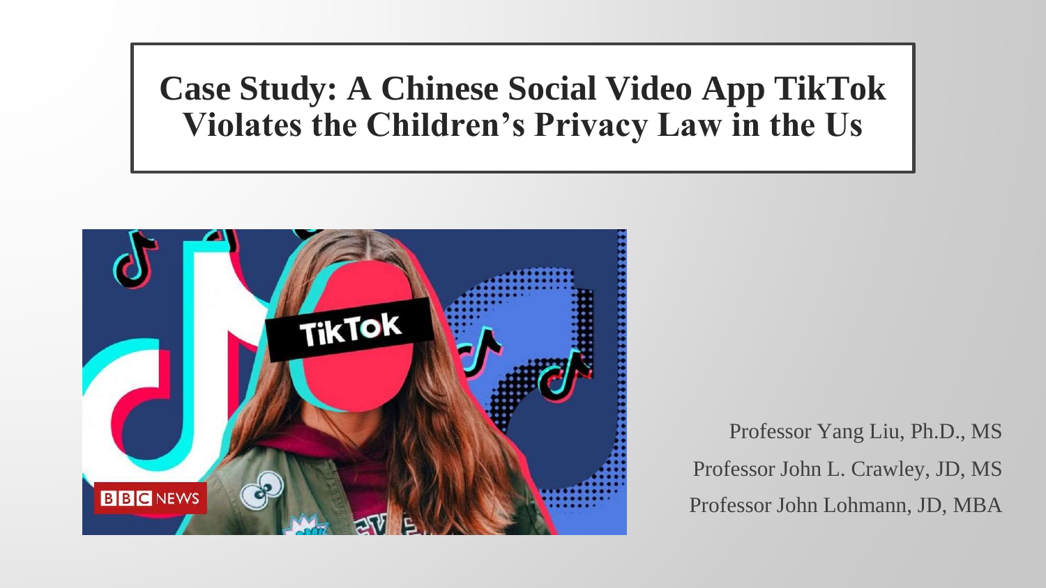# Case Study: A Chinese Social Video App TikTok Violates the Children's Privacy Law in the Us

Professor Yang Liu, Ph.D., MS

Professor John L. Crawley, JD, MS

Professor John Lohmann, JD, MBA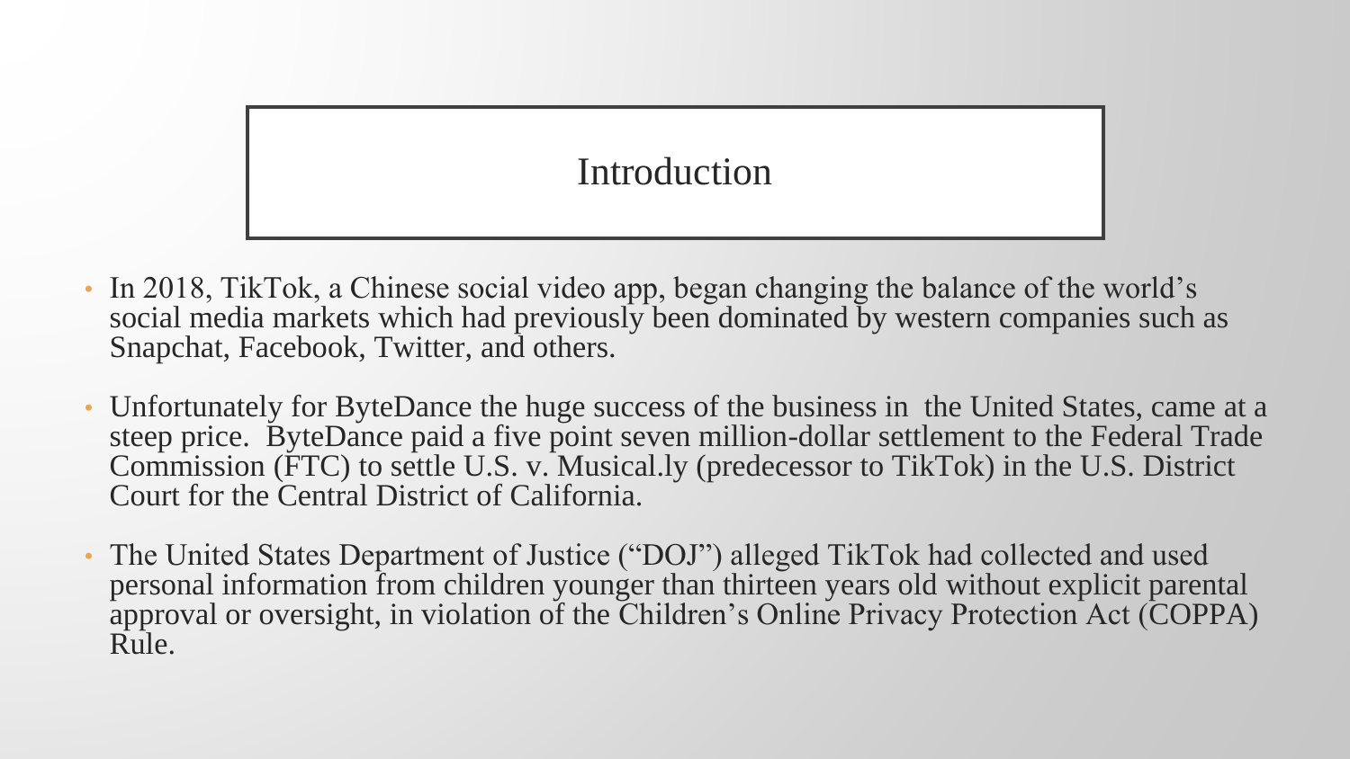# Introduction

- In 2018, TikTok, a Chinese social video app, began changing the balance of the world's social media markets which had previously been dominated by western companies such as Snapchat, Facebook, Twitter, and others.
- Unfortunately for ByteDance the huge success of the business in the United States, came at a steep price. ByteDance paid a five point seven million-dollar settlement to the Federal Trade Commission (FTC) to settle U.S. v. Musical.ly (predecessor to TikTok) in the U.S. District Court for the Central District of California.
- The United States Department of Justice ("DOJ") alleged TikTok had collected and used personal information from children younger than thirteen years old without explicit parental approval or oversight, in violation of the Children's Online Privacy Protection Act (COPPA) Rule.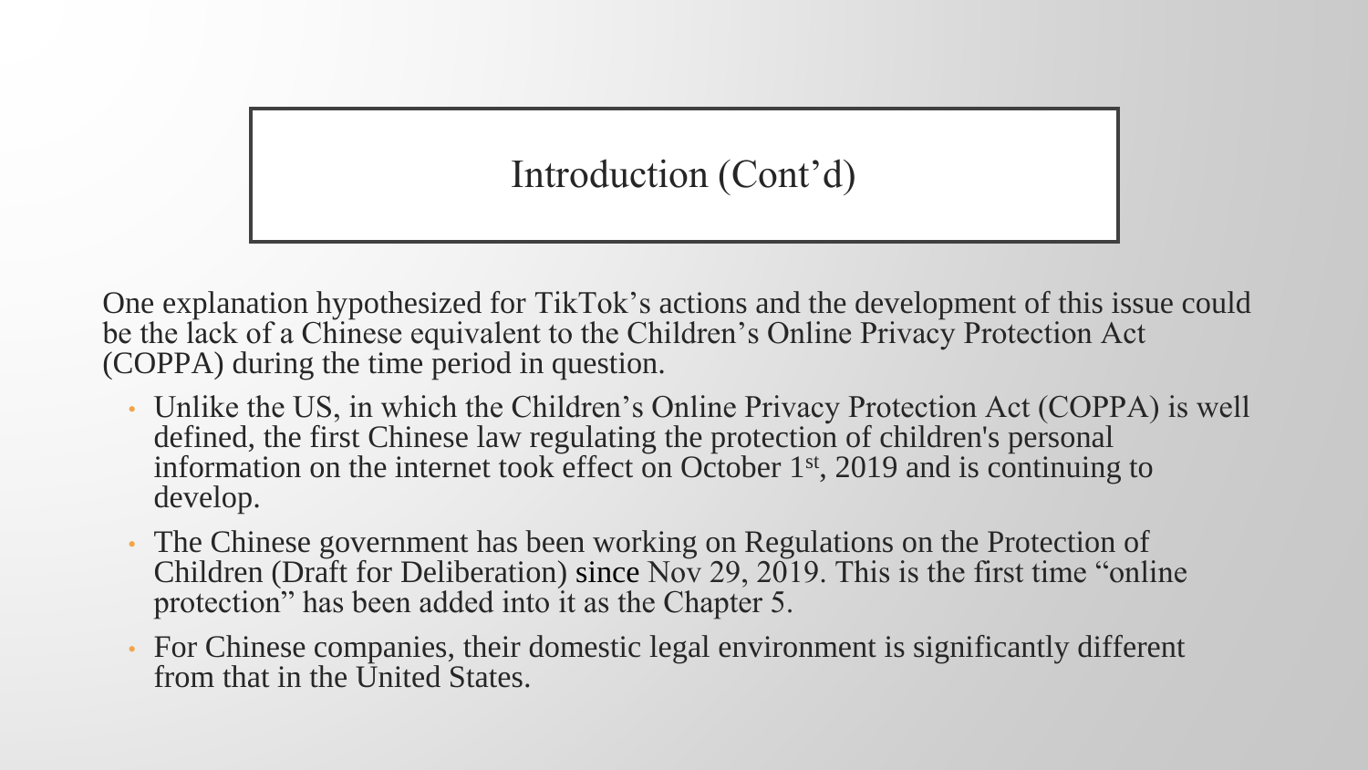# Introduction (Cont'd)

One explanation hypothesized for TikTok's actions and the development of this issue could be the lack of a Chinese equivalent to the Children's Online Privacy Protection Act (COPPA) during the time period in question.

- Unlike the US, in which the Children's Online Privacy Protection Act (COPPA) is well defined, the first Chinese law regulating the protection of children's personal information on the internet took effect on October 1st, 2019 and is continuing to develop.
- The Chinese government has been working on Regulations on the Protection of Children (Draft for Deliberation) since Nov 29, 2019. This is the first time "online protection" has been added into it as the Chapter 5.
- For Chinese companies, their domestic legal environment is significantly different from that in the United States.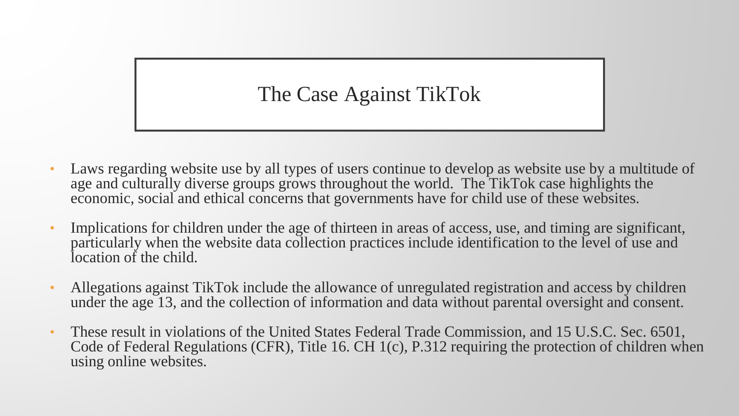# The Case Against TikTok

- Laws regarding website use by all types of users continue to develop as website use by a multitude of age and culturally diverse groups grows throughout the world. The TikTok case highlights the economic, social and ethical concerns that governments have for child use of these websites.
- Implications for children under the age of thirteen in areas of access, use, and timing are significant, particularly when the website data collection practices include identification to the level of use and location of the child.
- Allegations against TikTok include the allowance of unregulated registration and access by children under the age 13, and the collection of information and data without parental oversight and consent.
- These result in violations of the United States Federal Trade Commission, and 15 U.S.C. Sec. 6501, Code of Federal Regulations (CFR), Title 16. CH 1(c), P.312 requiring the protection of children when using online websites.